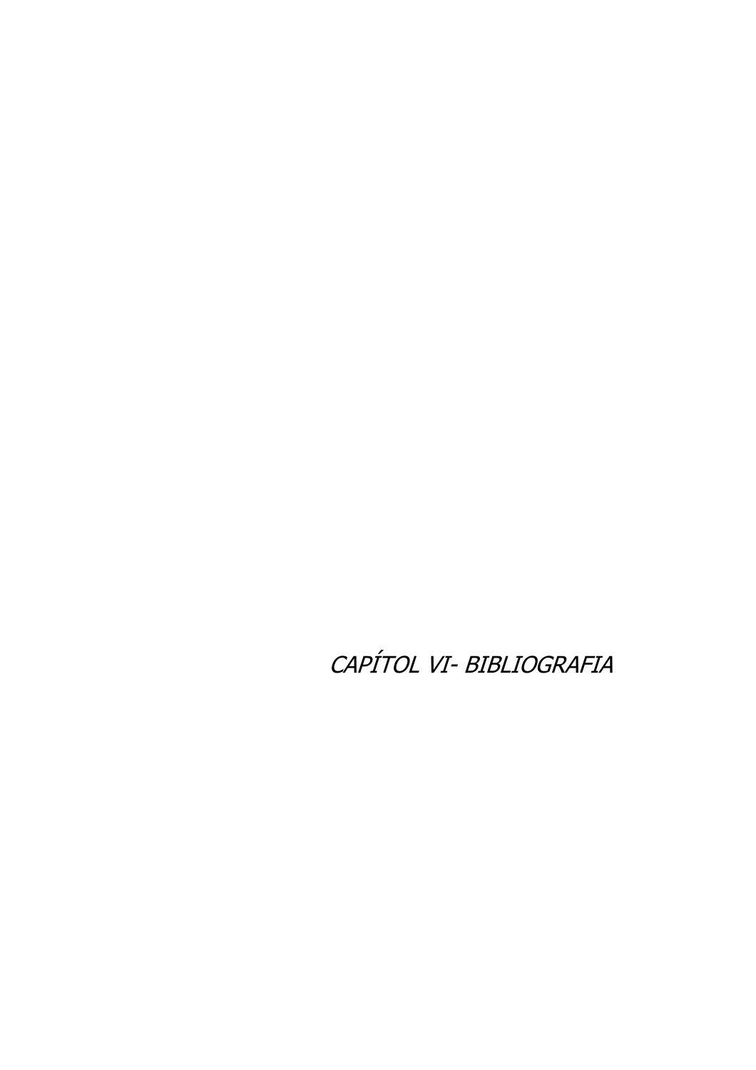# *CAPÍTOL VI- BIBLIOGRAFIA*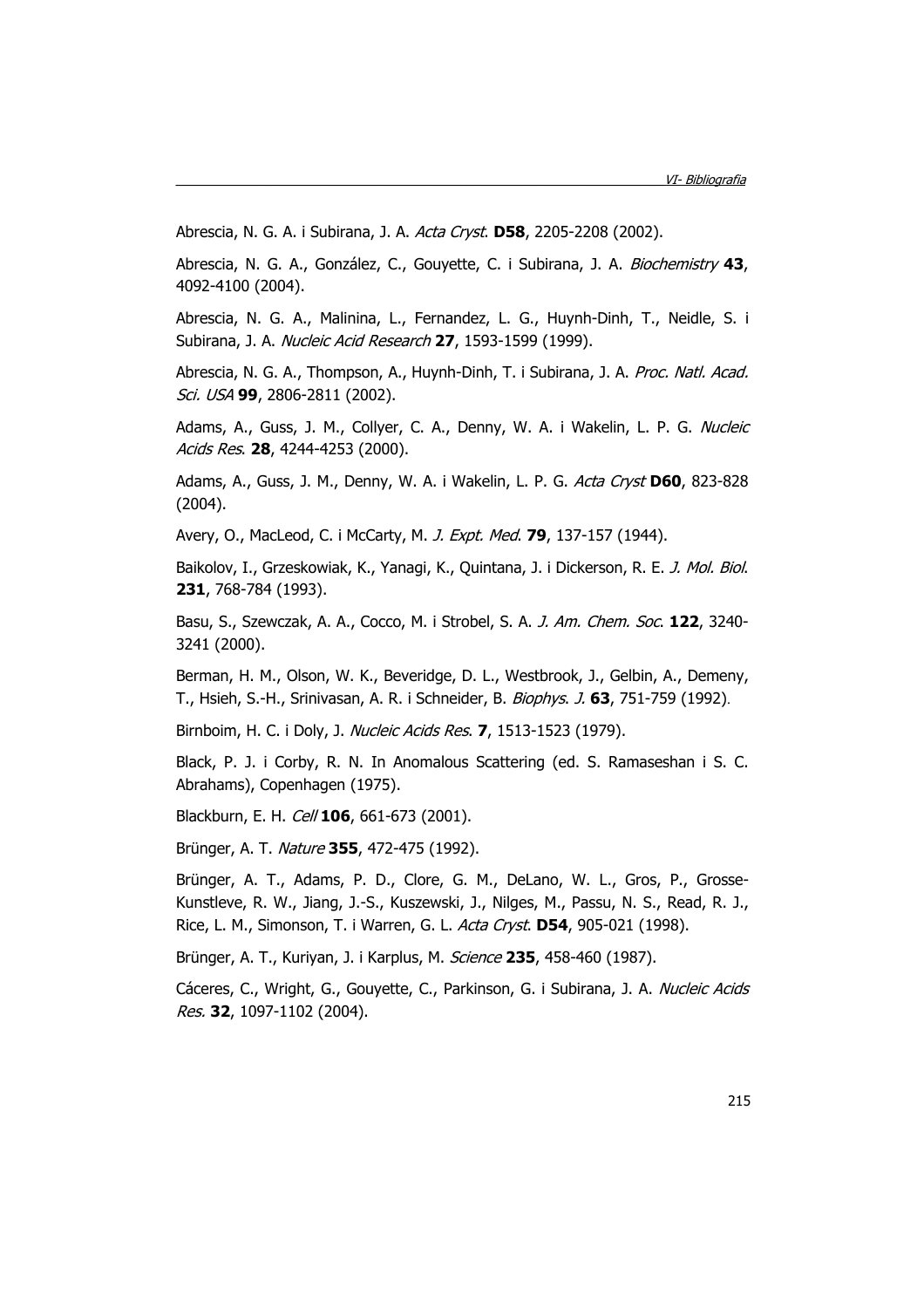Abrescia, N. G. A. i Subirana, J. A. *Acta Cryst*. **D58**, 2205-2208 (2002).

Abrescia, N. G. A., González, C., Gouyette, C. i Subirana, J. A. *Biochemistry* **43**, 4092-4100 (2004).

Abrescia, N. G. A., Malinina, L., Fernandez, L. G., Huynh-Dinh, T., Neidle, S. i Subirana, J. A. *Nucleic Acid Research* **27**, 1593-1599 (1999).

Abrescia, N. G. A., Thompson, A., Huynh-Dinh, T. i Subirana, J. A. *Proc. Natl. Acad. Sci. USA* **99**, 2806-2811 (2002).

Adams, A., Guss, J. M., Collyer, C. A., Denny, W. A. i Wakelin, L. P. G. *Nucleic Acids Res*. **28**, 4244-4253 (2000).

Adams, A., Guss, J. M., Denny, W. A. i Wakelin, L. P. G. *Acta Cryst* **D60**, 823-828 (2004).

Avery, O., MacLeod, C. i McCarty, M. *J. Expt. Med*. **79**, 137-157 (1944).

Baikolov, I., Grzeskowiak, K., Yanagi, K., Quintana, J. i Dickerson, R. E. *J. Mol. Biol*. **231**, 768-784 (1993).

Basu, S., Szewczak, A. A., Cocco, M. i Strobel, S. A. *J. Am. Chem. Soc*. **122**, 3240-3241 (2000).

Berman, H. M., Olson, W. K., Beveridge, D. L., Westbrook, J., Gelbin, A., Demeny, T., Hsieh, S.-H., Srinivasan, A. R. i Schneider, B. *Biophys. J.* **63**, 751-759 (1992).

Birnboim, H. C. i Doly, J. *Nucleic Acids Res*. **7**, 1513-1523 (1979).

Black, P. J. i Corby, R. N. In Anomalous Scattering (ed. S. Ramaseshan i S. C. Abrahams), Copenhagen (1975).

Blackburn, E. H. *Cell* **106**, 661-673 (2001).

Brünger, A. T. *Nature* **355**, 472-475 (1992).

Brünger, A. T., Adams, P. D., Clore, G. M., DeLano, W. L., Gros, P., Grosse-Kunstleve, R. W., Jiang, J.-S., Kuszewski, J., Nilges, M., Passu, N. S., Read, R. J., Rice, L. M., Simonson, T. i Warren, G. L. *Acta Cryst*. **D54**, 905-021 (1998).

Brünger, A. T., Kuriyan, J. i Karplus, M. *Science* **235**, 458-460 (1987).

Cáceres, C., Wright, G., Gouyette, C., Parkinson, G. i Subirana, J. A. *Nucleic Acids Res.* **32**, 1097-1102 (2004).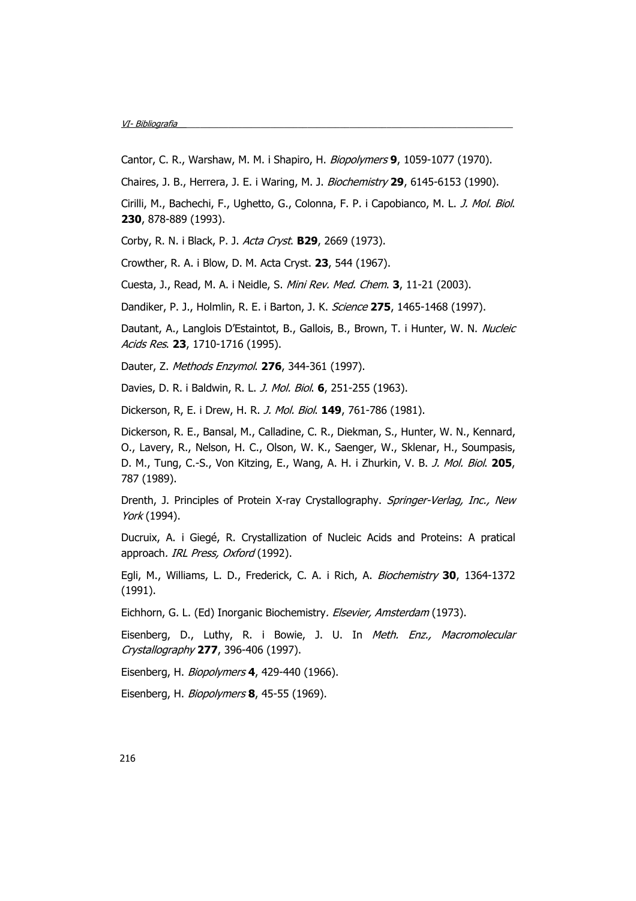Cantor, C. R., Warshaw, M. M. i Shapiro, H. *Biopolymers* **9**, 1059-1077 (1970).

Chaires, J. B., Herrera, J. E. i Waring, M. J. *Biochemistry* **29**, 6145-6153 (1990).

Cirilli, M., Bachechi, F., Ughetto, G., Colonna, F. P. i Capobianco, M. L. *J. Mol. Biol*. **230**, 878-889 (1993).

Corby, R. N. i Black, P. J. *Acta Cryst*. **B29**, 2669 (1973).

Crowther, R. A. i Blow, D. M. Acta Cryst. **23**, 544 (1967).

Cuesta, J., Read, M. A. i Neidle, S. *Mini Rev. Med. Chem*. **3**, 11-21 (2003).

Dandiker, P. J., Holmlin, R. E. i Barton, J. K. *Science* **275**, 1465-1468 (1997).

Dautant, A., Langlois D'Estaintot, B., Gallois, B., Brown, T. i Hunter, W. N. *Nucleic Acids Res*. **23**, 1710-1716 (1995).

Dauter, Z. *Methods Enzymol*. **276**, 344-361 (1997).

Davies, D. R. i Baldwin, R. L. *J. Mol. Biol*. **6**, 251-255 (1963).

Dickerson, R, E. i Drew, H. R. *J. Mol. Biol*. **149**, 761-786 (1981).

Dickerson, R. E., Bansal, M., Calladine, C. R., Diekman, S., Hunter, W. N., Kennard, O., Lavery, R., Nelson, H. C., Olson, W. K., Saenger, W., Sklenar, H., Soumpasis, D. M., Tung, C.-S., Von Kitzing, E., Wang, A. H. i Zhurkin, V. B. *J. Mol. Biol*. **205**, 787 (1989).

Drenth, J. Principles of Protein X-ray Crystallography. *Springer-Verlag, Inc., New York* (1994).

Ducruix, A. i Giegé, R. Crystallization of Nucleic Acids and Proteins: A pratical approach. *IRL Press, Oxford* (1992).

Egli, M., Williams, L. D., Frederick, C. A. i Rich, A. *Biochemistry* **30**, 1364-1372 (1991).

Eichhorn, G. L. (Ed) Inorganic Biochemistry. *Elsevier, Amsterdam* (1973).

Eisenberg, D., Luthy, R. i Bowie, J. U. In *Meth. Enz., Macromolecular Crystallography* **277**, 396-406 (1997).

Eisenberg, H. *Biopolymers* **4**, 429-440 (1966).

Eisenberg, H. *Biopolymers* **8**, 45-55 (1969).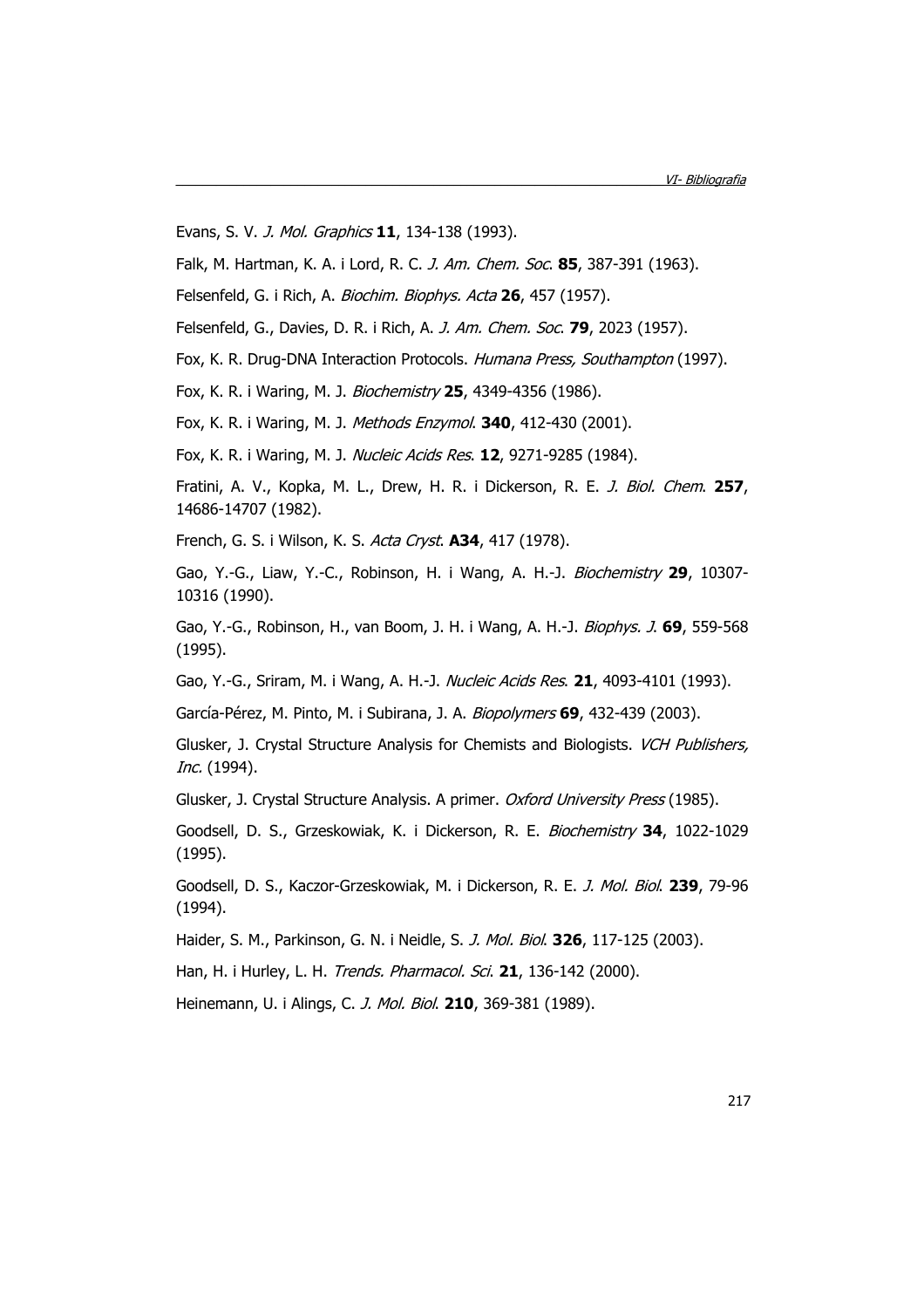Evans, S. V. *J. Mol. Graphics* **11**, 134-138 (1993).

Falk, M. Hartman, K. A. i Lord, R. C. *J. Am. Chem. Soc.* **85**, 387-391 (1963).

Felsenfeld, G. i Rich, A. *Biochim. Biophys. Acta* **26**, 457 (1957).

Felsenfeld, G., Davies, D. R. i Rich, A. *J. Am. Chem. Soc.* **79**, 2023 (1957).

Fox, K. R. Drug-DNA Interaction Protocols. *Humana Press, Southampton* (1997).

Fox, K. R. i Waring, M. J. *Biochemistry* **25**, 4349-4356 (1986).

Fox, K. R. i Waring, M. J. *Methods Enzymol.* **340**, 412-430 (2001).

Fox, K. R. i Waring, M. J. *Nucleic Acids Res.* **12**, 9271-9285 (1984).

Fratini, A. V., Kopka, M. L., Drew, H. R. i Dickerson, R. E. *J. Biol. Chem.* **257**, 14686-14707 (1982).

French, G. S. i Wilson, K. S. *Acta Cryst.* **A34**, 417 (1978).

Gao, Y.-G., Liaw, Y.-C., Robinson, H. i Wang, A. H.-J. *Biochemistry* **29**, 10307-10316 (1990).

Gao, Y.-G., Robinson, H., van Boom, J. H. i Wang, A. H.-J. *Biophys. J.* **69**, 559-568 (1995).

Gao, Y.-G., Sriram, M. i Wang, A. H.-J. *Nucleic Acids Res.* **21**, 4093-4101 (1993).

García-Pérez, M. Pinto, M. i Subirana, J. A. *Biopolymers* **69**, 432-439 (2003).

Glusker, J. Crystal Structure Analysis for Chemists and Biologists. *VCH Publishers, Inc.* (1994).

Glusker, J. Crystal Structure Analysis. A primer. *Oxford University Press* (1985).

Goodsell, D. S., Grzeskowiak, K. i Dickerson, R. E. *Biochemistry* **34**, 1022-1029 (1995).

Goodsell, D. S., Kaczor-Grzeskowiak, M. i Dickerson, R. E. *J. Mol. Biol.* **239**, 79-96 (1994).

Haider, S. M., Parkinson, G. N. i Neidle, S. *J. Mol. Biol.* **326**, 117-125 (2003).

Han, H. i Hurley, L. H. *Trends. Pharmacol. Sci.* **21**, 136-142 (2000).

Heinemann, U. i Alings, C. *J. Mol. Biol.* **210**, 369-381 (1989).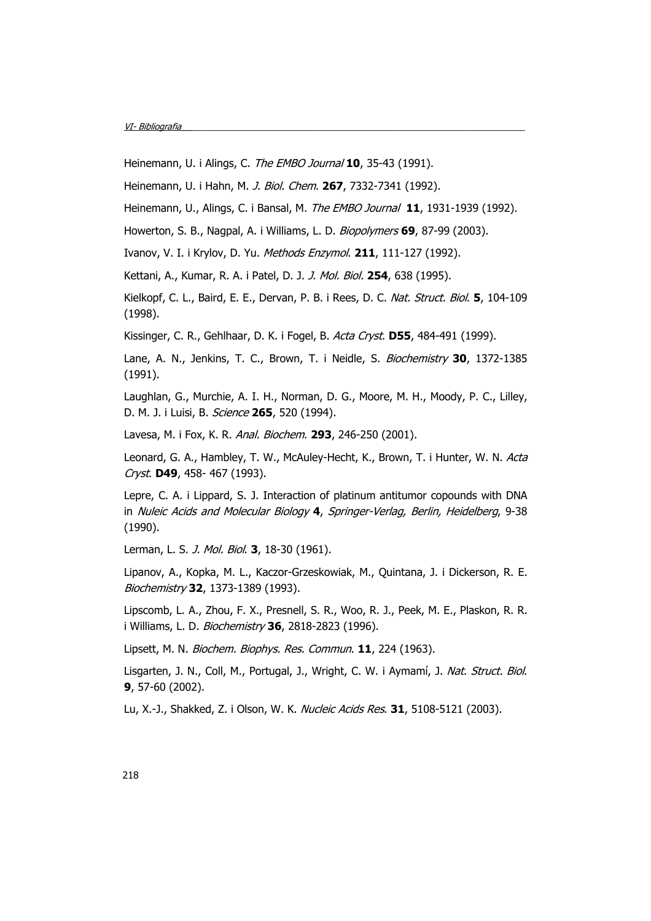Heinemann, U. i Alings, C. *The EMBO Journal* **10**, 35-43 (1991).

Heinemann, U. i Hahn, M. *J. Biol. Chem.* **267**, 7332-7341 (1992).

Heinemann, U., Alings, C. i Bansal, M. *The EMBO Journal* **11**, 1931-1939 (1992).

Howerton, S. B., Nagpal, A. i Williams, L. D. *Biopolymers* **69**, 87-99 (2003).

Ivanov, V. I. i Krylov, D. Yu. *Methods Enzymol.* **211**, 111-127 (1992).

Kettani, A., Kumar, R. A. i Patel, D. J. *J. Mol. Biol.* **254**, 638 (1995).

Kielkopf, C. L., Baird, E. E., Dervan, P. B. i Rees, D. C. *Nat. Struct. Biol.* **5**, 104-109 (1998).

Kissinger, C. R., Gehlhaar, D. K. i Fogel, B. *Acta Cryst.* **D55**, 484-491 (1999).

Lane, A. N., Jenkins, T. C., Brown, T. i Neidle, S. *Biochemistry* **30**, 1372-1385 (1991).

Laughlan, G., Murchie, A. I. H., Norman, D. G., Moore, M. H., Moody, P. C., Lilley, D. M. J. i Luisi, B. *Science* **265**, 520 (1994).

Lavesa, M. i Fox, K. R. *Anal. Biochem.* **293**, 246-250 (2001).

Leonard, G. A., Hambley, T. W., McAuley-Hecht, K., Brown, T. i Hunter, W. N. *Acta Cryst.* **D49**, 458- 467 (1993).

Lepre, C. A. i Lippard, S. J. Interaction of platinum antitumor copounds with DNA in *Nuleic Acids and Molecular Biology* **4**, *Springer-Verlag, Berlin, Heidelberg*, 9-38 (1990).

Lerman, L. S. *J. Mol. Biol.* **3**, 18-30 (1961).

Lipanov, A., Kopka, M. L., Kaczor-Grzeskowiak, M., Quintana, J. i Dickerson, R. E. *Biochemistry* **32**, 1373-1389 (1993).

Lipscomb, L. A., Zhou, F. X., Presnell, S. R., Woo, R. J., Peek, M. E., Plaskon, R. R. i Williams, L. D. *Biochemistry* **36**, 2818-2823 (1996).

Lipsett, M. N. *Biochem. Biophys. Res. Commun.* **11**, 224 (1963).

Lisgarten, J. N., Coll, M., Portugal, J., Wright, C. W. i Aymamí, J. *Nat. Struct. Biol.* **9**, 57-60 (2002).

Lu, X.-J., Shakked, Z. i Olson, W. K. *Nucleic Acids Res.* **31**, 5108-5121 (2003).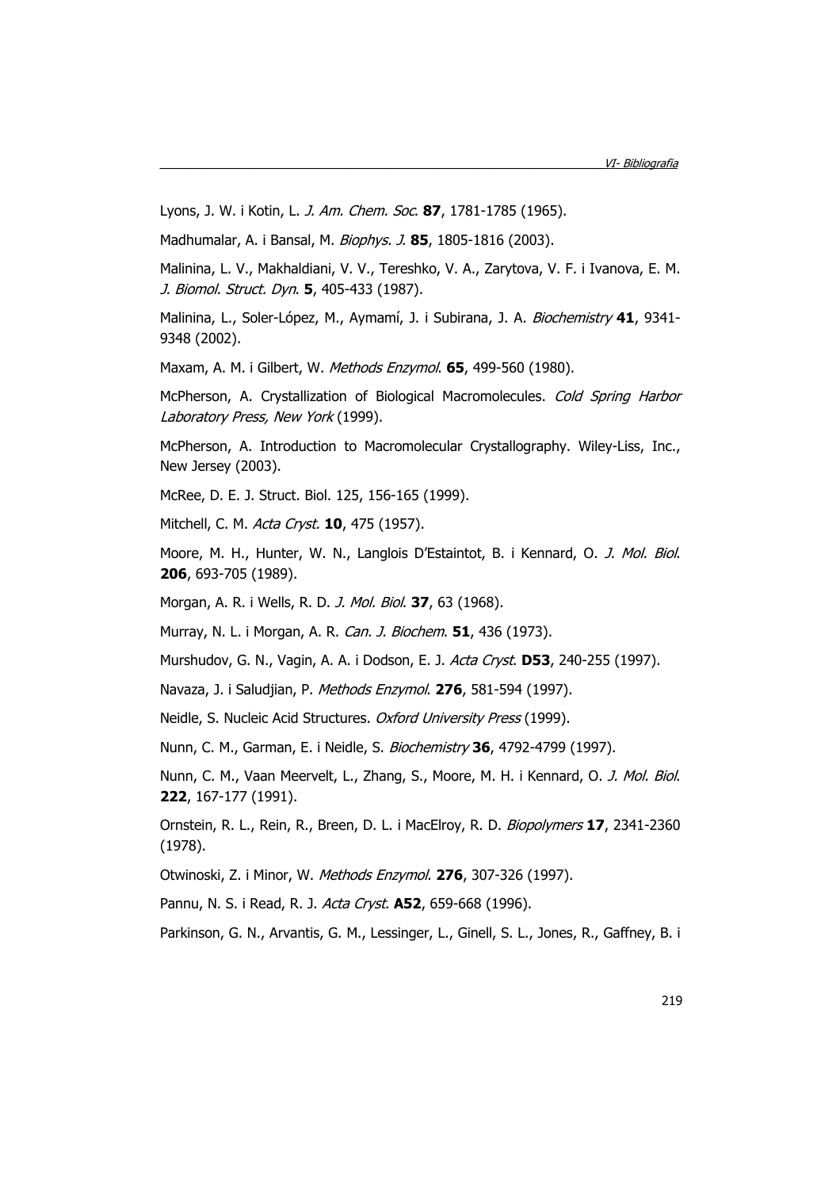Lyons, J. W. i Kotin, L. *J. Am. Chem. Soc*. **87**, 1781-1785 (1965).

Madhumalar, A. i Bansal, M. *Biophys. J*. **85**, 1805-1816 (2003).

Malinina, L. V., Makhaldiani, V. V., Tereshko, V. A., Zarytova, V. F. i Ivanova, E. M. *J. Biomol. Struct. Dyn*. **5**, 405-433 (1987).

Malinina, L., Soler-López, M., Aymamí, J. i Subirana, J. A. *Biochemistry* **41**, 9341-9348 (2002).

Maxam, A. M. i Gilbert, W. *Methods Enzymol*. **65**, 499-560 (1980).

McPherson, A. Crystallization of Biological Macromolecules. *Cold Spring Harbor Laboratory Press, New York* (1999).

McPherson, A. Introduction to Macromolecular Crystallography. Wiley-Liss, Inc., New Jersey (2003).

McRee, D. E. J. Struct. Biol. 125, 156-165 (1999).

Mitchell, C. M. *Acta Cryst.* **10**, 475 (1957).

Moore, M. H., Hunter, W. N., Langlois D'Estaintot, B. i Kennard, O. *J. Mol. Biol*. **206**, 693-705 (1989).

Morgan, A. R. i Wells, R. D. *J. Mol. Biol*. **37**, 63 (1968).

Murray, N. L. i Morgan, A. R. *Can. J. Biochem*. **51**, 436 (1973).

Murshudov, G. N., Vagin, A. A. i Dodson, E. J. *Acta Cryst*. **D53**, 240-255 (1997).

Navaza, J. i Saludjian, P. *Methods Enzymol*. **276**, 581-594 (1997).

Neidle, S. Nucleic Acid Structures. *Oxford University Press* (1999).

Nunn, C. M., Garman, E. i Neidle, S. *Biochemistry* **36**, 4792-4799 (1997).

Nunn, C. M., Vaan Meervelt, L., Zhang, S., Moore, M. H. i Kennard, O. *J. Mol. Biol*. **222**, 167-177 (1991).

Ornstein, R. L., Rein, R., Breen, D. L. i MacElroy, R. D. *Biopolymers* **17**, 2341-2360 (1978).

Otwinoski, Z. i Minor, W. *Methods Enzymol*. **276**, 307-326 (1997).

Pannu, N. S. i Read, R. J. *Acta Cryst*. **A52**, 659-668 (1996).

Parkinson, G. N., Arvantis, G. M., Lessinger, L., Ginell, S. L., Jones, R., Gaffney, B. i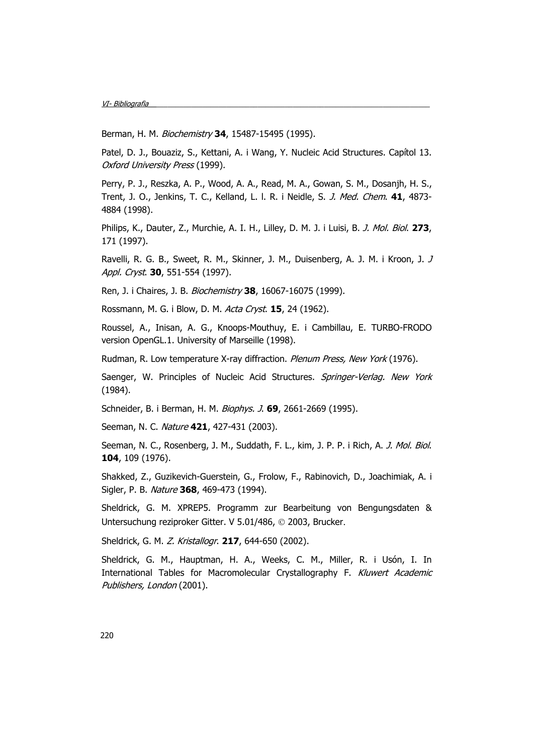Berman, H. M. *Biochemistry* **34**, 15487-15495 (1995).

Patel, D. J., Bouaziz, S., Kettani, A. i Wang, Y. Nucleic Acid Structures. Capítol 13. *Oxford University Press* (1999).

Perry, P. J., Reszka, A. P., Wood, A. A., Read, M. A., Gowan, S. M., Dosanjh, H. S., Trent, J. O., Jenkins, T. C., Kelland, L. l. R. i Neidle, S. *J. Med. Chem.* **41**, 4873-4884 (1998).

Philips, K., Dauter, Z., Murchie, A. I. H., Lilley, D. M. J. i Luisi, B. *J. Mol. Biol.* **273**, 171 (1997).

Ravelli, R. G. B., Sweet, R. M., Skinner, J. M., Duisenberg, A. J. M. i Kroon, J. *J Appl. Cryst.* **30**, 551-554 (1997).

Ren, J. i Chaires, J. B. *Biochemistry* **38**, 16067-16075 (1999).

Rossmann, M. G. i Blow, D. M. *Acta Cryst.* **15**, 24 (1962).

Roussel, A., Inisan, A. G., Knoops-Mouthuy, E. i Cambillau, E. TURBO-FRODO version OpenGL.1. University of Marseille (1998).

Rudman, R. Low temperature X-ray diffraction. *Plenum Press, New York* (1976).

Saenger, W. Principles of Nucleic Acid Structures. *Springer-Verlag. New York* (1984).

Schneider, B. i Berman, H. M. *Biophys. J.* **69**, 2661-2669 (1995).

Seeman, N. C. *Nature* **421**, 427-431 (2003).

Seeman, N. C., Rosenberg, J. M., Suddath, F. L., kim, J. P. P. i Rich, A. *J. Mol. Biol.* **104**, 109 (1976).

Shakked, Z., Guzikevich-Guerstein, G., Frolow, F., Rabinovich, D., Joachimiak, A. i Sigler, P. B. *Nature* **368**, 469-473 (1994).

Sheldrick, G. M. XPREP5. Programm zur Bearbeitung von Bengungsdaten & Untersuchung reziproker Gitter. V 5.01/486, © 2003, Brucker.

Sheldrick, G. M. *Z. Kristallogr.* **217**, 644-650 (2002).

Sheldrick, G. M., Hauptman, H. A., Weeks, C. M., Miller, R. i Usón, I. In International Tables for Macromolecular Crystallography F. *Kluwert Academic Publishers, London* (2001).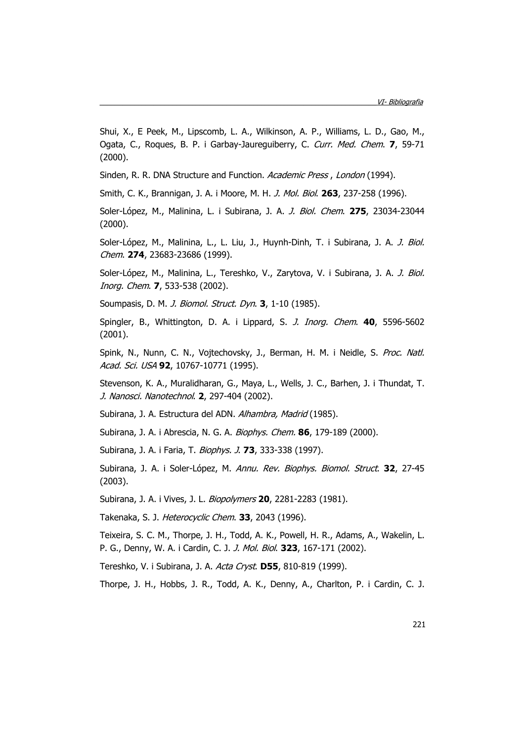Shui, X., E Peek, M., Lipscomb, L. A., Wilkinson, A. P., Williams, L. D., Gao, M., Ogata, C., Roques, B. P. i Garbay-Jaureguiberry, C. *Curr. Med. Chem*. **7**, 59-71 (2000).

Sinden, R. R. DNA Structure and Function. *Academic Press* , *London* (1994).

Smith, C. K., Brannigan, J. A. i Moore, M. H. *J. Mol. Biol*. **263**, 237-258 (1996).

Soler-López, M., Malinina, L. i Subirana, J. A. *J. Biol. Chem*. **275**, 23034-23044 (2000).

Soler-López, M., Malinina, L., L. Liu, J., Huynh-Dinh, T. i Subirana, J. A. *J. Biol. Chem*. **274**, 23683-23686 (1999).

Soler-López, M., Malinina, L., Tereshko, V., Zarytova, V. i Subirana, J. A. *J. Biol. Inorg. Chem*. **7**, 533-538 (2002).

Soumpasis, D. M. *J. Biomol. Struct. Dyn*. **3**, 1-10 (1985).

Spingler, B., Whittington, D. A. i Lippard, S. *J. Inorg. Chem*. **40**, 5596-5602 (2001).

Spink, N., Nunn, C. N., Vojtechovsky, J., Berman, H. M. i Neidle, S. *Proc. Natl. Acad. Sci. USA* **92**, 10767-10771 (1995).

Stevenson, K. A., Muralidharan, G., Maya, L., Wells, J. C., Barhen, J. i Thundat, T. *J. Nanosci. Nanotechnol*. **2**, 297-404 (2002).

Subirana, J. A. Estructura del ADN. *Alhambra, Madrid* (1985).

Subirana, J. A. i Abrescia, N. G. A. *Biophys. Chem.* **86**, 179-189 (2000).

Subirana, J. A. i Faria, T. *Biophys. J*. **73**, 333-338 (1997).

Subirana, J. A. i Soler-López, M. *Annu. Rev. Biophys. Biomol. Struct*. **32**, 27-45 (2003).

Subirana, J. A. i Vives, J. L. *Biopolymers* **20**, 2281-2283 (1981).

Takenaka, S. J. *Heterocyclic Chem*. **33**, 2043 (1996).

Teixeira, S. C. M., Thorpe, J. H., Todd, A. K., Powell, H. R., Adams, A., Wakelin, L. P. G., Denny, W. A. i Cardin, C. J. *J. Mol. Biol*. **323**, 167-171 (2002).

Tereshko, V. i Subirana, J. A. *Acta Cryst*. **D55**, 810-819 (1999).

Thorpe, J. H., Hobbs, J. R., Todd, A. K., Denny, A., Charlton, P. i Cardin, C. J.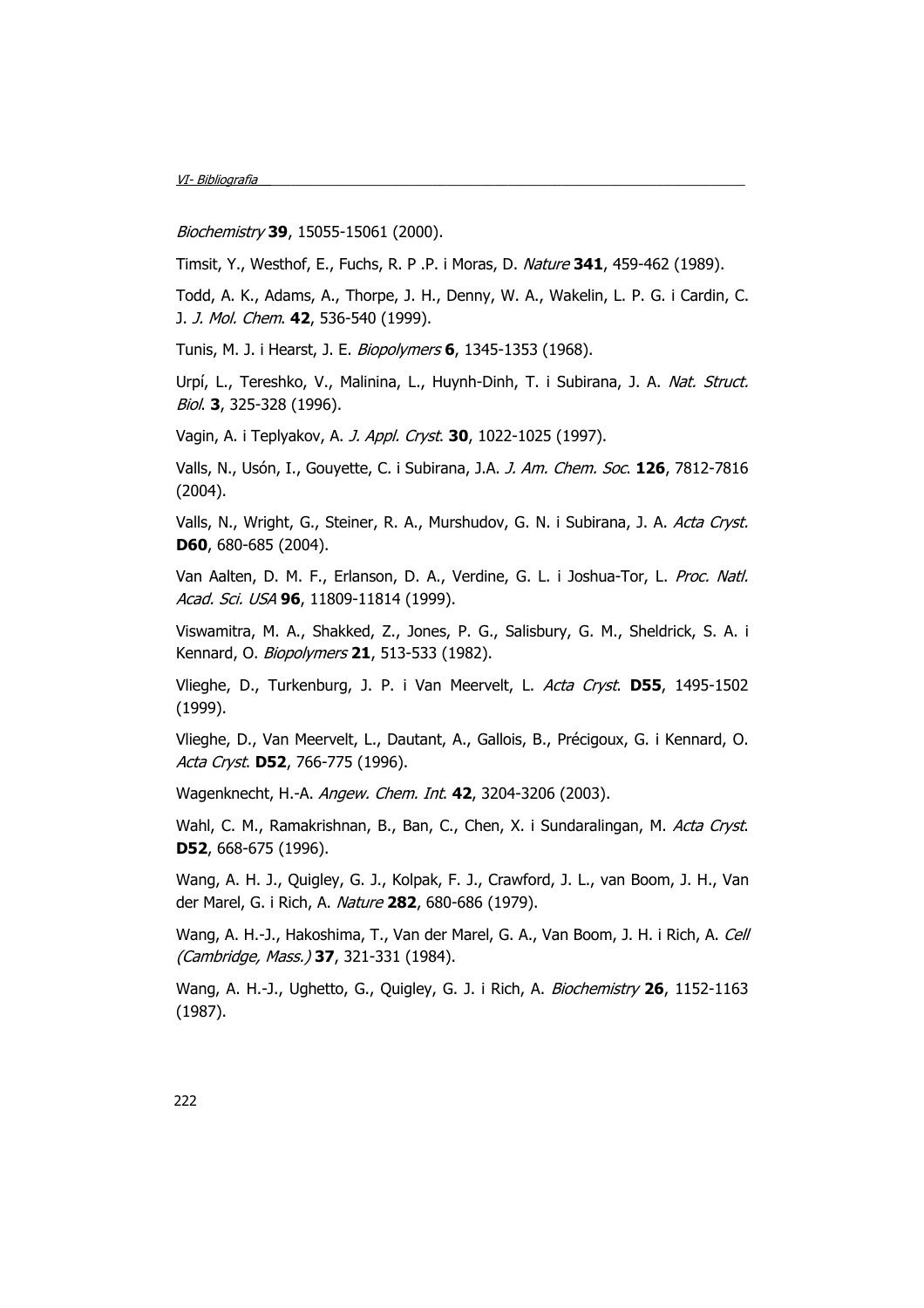*Biochemistry* **39**, 15055-15061 (2000).

Timsit, Y., Westhof, E., Fuchs, R. P .P. i Moras, D. *Nature* **341**, 459-462 (1989).

Todd, A. K., Adams, A., Thorpe, J. H., Denny, W. A., Wakelin, L. P. G. i Cardin, C. J. *J. Mol. Chem*. **42**, 536-540 (1999).

Tunis, M. J. i Hearst, J. E. *Biopolymers* **6**, 1345-1353 (1968).

Urpí, L., Tereshko, V., Malinina, L., Huynh-Dinh, T. i Subirana, J. A. *Nat. Struct. Biol*. **3**, 325-328 (1996).

Vagin, A. i Teplyakov, A. *J. Appl. Cryst*. **30**, 1022-1025 (1997).

Valls, N., Usón, I., Gouyette, C. i Subirana, J.A. *J. Am. Chem. Soc*. **126**, 7812-7816 (2004).

Valls, N., Wright, G., Steiner, R. A., Murshudov, G. N. i Subirana, J. A. *Acta Cryst.* **D60**, 680-685 (2004).

Van Aalten, D. M. F., Erlanson, D. A., Verdine, G. L. i Joshua-Tor, L. *Proc. Natl. Acad. Sci. USA* **96**, 11809-11814 (1999).

Viswamitra, M. A., Shakked, Z., Jones, P. G., Salisbury, G. M., Sheldrick, S. A. i Kennard, O. *Biopolymers* **21**, 513-533 (1982).

Vlieghe, D., Turkenburg, J. P. i Van Meervelt, L. *Acta Cryst*. **D55**, 1495-1502 (1999).

Vlieghe, D., Van Meervelt, L., Dautant, A., Gallois, B., Précigoux, G. i Kennard, O. *Acta Cryst*. **D52**, 766-775 (1996).

Wagenknecht, H.-A. *Angew. Chem. Int*. **42**, 3204-3206 (2003).

Wahl, C. M., Ramakrishnan, B., Ban, C., Chen, X. i Sundaralingan, M. *Acta Cryst*. **D52**, 668-675 (1996).

Wang, A. H. J., Quigley, G. J., Kolpak, F. J., Crawford, J. L., van Boom, J. H., Van der Marel, G. i Rich, A. *Nature* **282**, 680-686 (1979).

Wang, A. H.-J., Hakoshima, T., Van der Marel, G. A., Van Boom, J. H. i Rich, A. *Cell (Cambridge, Mass.)* **37**, 321-331 (1984).

Wang, A. H.-J., Ughetto, G., Quigley, G. J. i Rich, A. *Biochemistry* **26**, 1152-1163 (1987).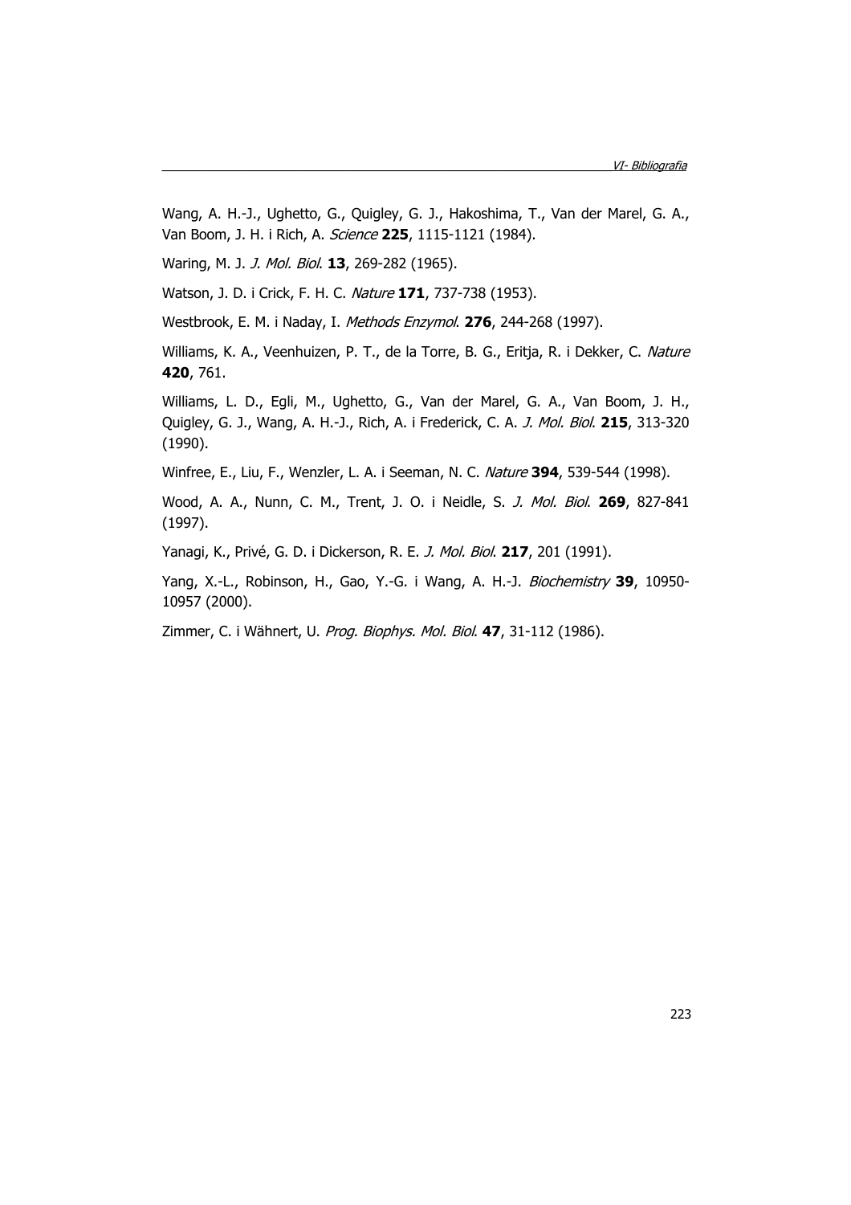Wang, A. H.-J., Ughetto, G., Quigley, G. J., Hakoshima, T., Van der Marel, G. A., Van Boom, J. H. i Rich, A. *Science* **225**, 1115-1121 (1984).

Waring, M. J. *J. Mol. Biol*. **13**, 269-282 (1965).

Watson, J. D. i Crick, F. H. C. *Nature* **171**, 737-738 (1953).

Westbrook, E. M. i Naday, I. *Methods Enzymol*. **276**, 244-268 (1997).

Williams, K. A., Veenhuizen, P. T., de la Torre, B. G., Eritja, R. i Dekker, C. *Nature* **420**, 761.

Williams, L. D., Egli, M., Ughetto, G., Van der Marel, G. A., Van Boom, J. H., Quigley, G. J., Wang, A. H.-J., Rich, A. i Frederick, C. A. *J. Mol. Biol*. **215**, 313-320 (1990).

Winfree, E., Liu, F., Wenzler, L. A. i Seeman, N. C. *Nature* **394**, 539-544 (1998).

Wood, A. A., Nunn, C. M., Trent, J. O. i Neidle, S. *J. Mol. Biol*. **269**, 827-841 (1997).

Yanagi, K., Privé, G. D. i Dickerson, R. E. *J. Mol. Biol*. **217**, 201 (1991).

Yang, X.-L., Robinson, H., Gao, Y.-G. i Wang, A. H.-J. *Biochemistry* **39**, 10950-10957 (2000).

Zimmer, C. i Wähnert, U. *Prog. Biophys. Mol. Biol*. **47**, 31-112 (1986).